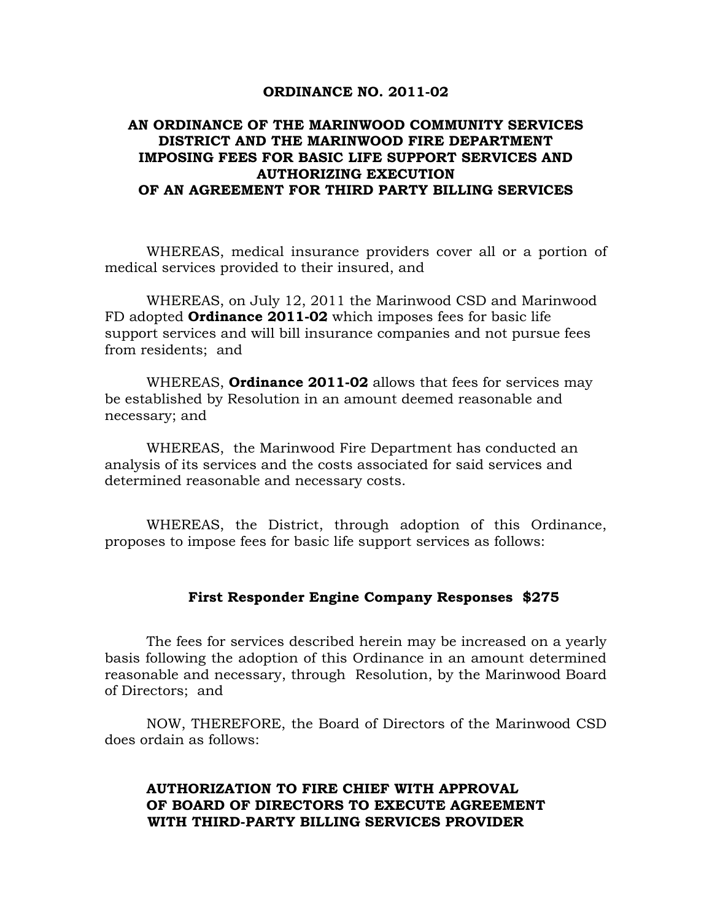**ORDINANCE NO. 2011-02**

# AN ORDINANCE OF THE MARINWOOD COMMUNITY SERVICES DISTRICT AND THE MARINWOOD FIRE DEPARTMENT IMPOSING FEES FOR BASIC LIFE SUPPORT SERVICES AND AUTHORIZING EXECUTION OF AN AGREEMENT FOR THIRD PARTY BILLING SERVICES

WHEREAS, medical insurance providers cover all or a portion of medical services provided to their insured, and

WHEREAS, on July 12, 2011 the Marinwood CSD and Marinwood FD adopted **Ordinance 2011-02** which imposes fees for basic life support services and will bill insurance companies and not pursue fees from residents; and

WHEREAS, **Ordinance 2011-02** allows that fees for services may be established by Resolution in an amount deemed reasonable and necessary; and

WHEREAS, the Marinwood Fire Department has conducted an analysis of its services and the costs associated for said services and determined reasonable and necessary costs.

WHEREAS, the District, through adoption of this Ordinance, proposes to impose fees for basic life support services as follows:

**First Responder Engine Company Responses $275**

The fees for services described herein may be increased on a yearly basis following the adoption of this Ordinance in an amount determined reasonable and necessary, through Resolution, by the Marinwood Board of Directors; and

NOW, THEREFORE, the Board of Directors of the Marinwood CSD does ordain as follows:

## AUTHORIZATION TO FIRE CHIEF WITH APPROVAL OF BOARD OF DIRECTORS TO EXECUTE AGREEMENT WITH THIRD-PARTY BILLING SERVICES PROVIDER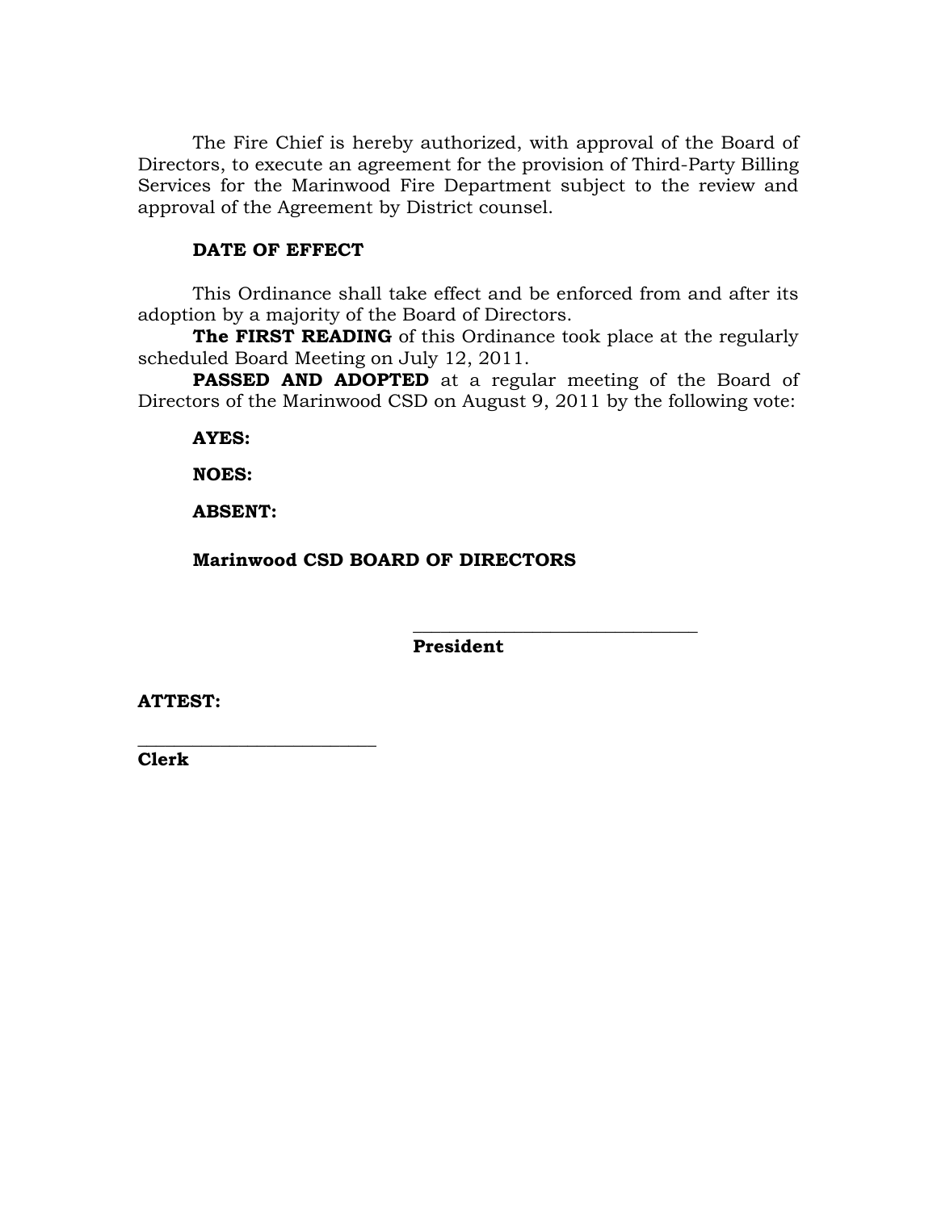The Fire Chief is hereby authorized, with approval of the Board of Directors, to execute an agreement for the provision of Third-Party Billing Services for the Marinwood Fire Department subject to the review and approval of the Agreement by District counsel.

**DATE OF EFFECT**

This Ordinance shall take effect and be enforced from and after its adoption by a majority of the Board of Directors.

**The FIRST READING** of this Ordinance took place at the regularly scheduled Board Meeting on July 12, 2011.

**PASSED AND ADOPTED** at a regular meeting of the Board of Directors of the Marinwood CSD on August 9, 2011 by the following vote:

**AYES:**

**NOES:**

**ABSENT:**

**Marinwood CSD BOARD OF DIRECTORS**

\_\_\_\_\_\_\_\_\_\_\_\_\_\_\_\_\_\_\_\_\_\_\_\_\_\_\_\_\_\_\_\_
**President**

**ATTEST:**

\_\_\_\_\_\_\_\_\_\_\_\_\_\_\_\_\_\_\_\_\_\_\_\_\_\_\_
**Clerk**